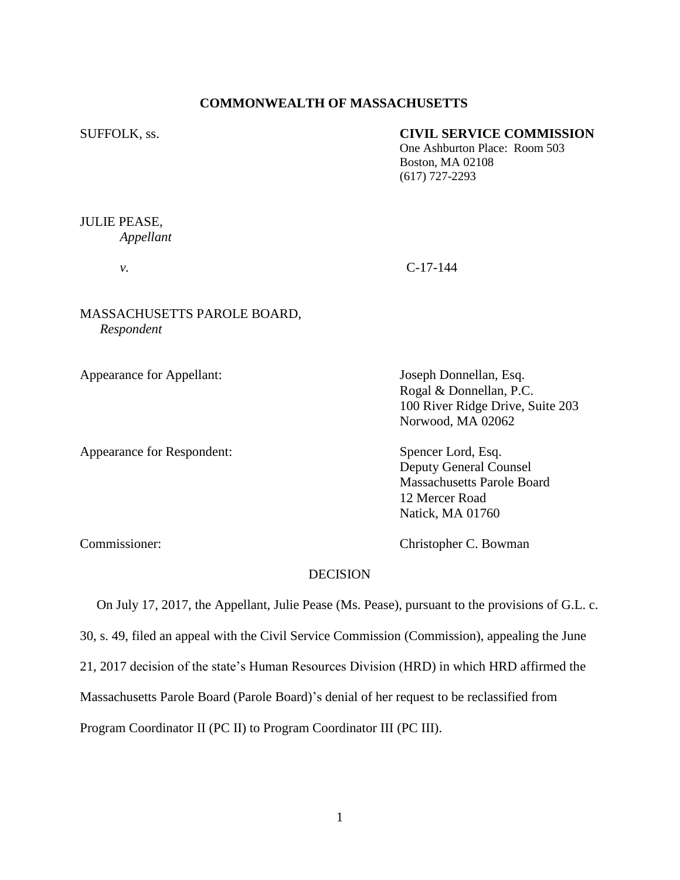**COMMONWEALTH OF MASSACHUSETTS**

SUFFOLK, ss.

**CIVIL SERVICE COMMISSION**
One Ashburton Place: Room 503
Boston, MA 02108
(617) 727-2293

JULIE PEASE,
*Appellant*

*v.*

C-17-144

MASSACHUSETTS PAROLE BOARD,
*Respondent*

Appearance for Appellant:

Joseph Donnellan, Esq.
Rogal & Donnellan, P.C.
100 River Ridge Drive, Suite 203
Norwood, MA 02062

Appearance for Respondent:

Spencer Lord, Esq.
Deputy General Counsel
Massachusetts Parole Board
12 Mercer Road
Natick, MA 01760

Commissioner:

Christopher C. Bowman

DECISION

On July 17, 2017, the Appellant, Julie Pease (Ms. Pease), pursuant to the provisions of G.L. c. 30, s. 49, filed an appeal with the Civil Service Commission (Commission), appealing the June 21, 2017 decision of the state's Human Resources Division (HRD) in which HRD affirmed the Massachusetts Parole Board (Parole Board)'s denial of her request to be reclassified from Program Coordinator II (PC II) to Program Coordinator III (PC III).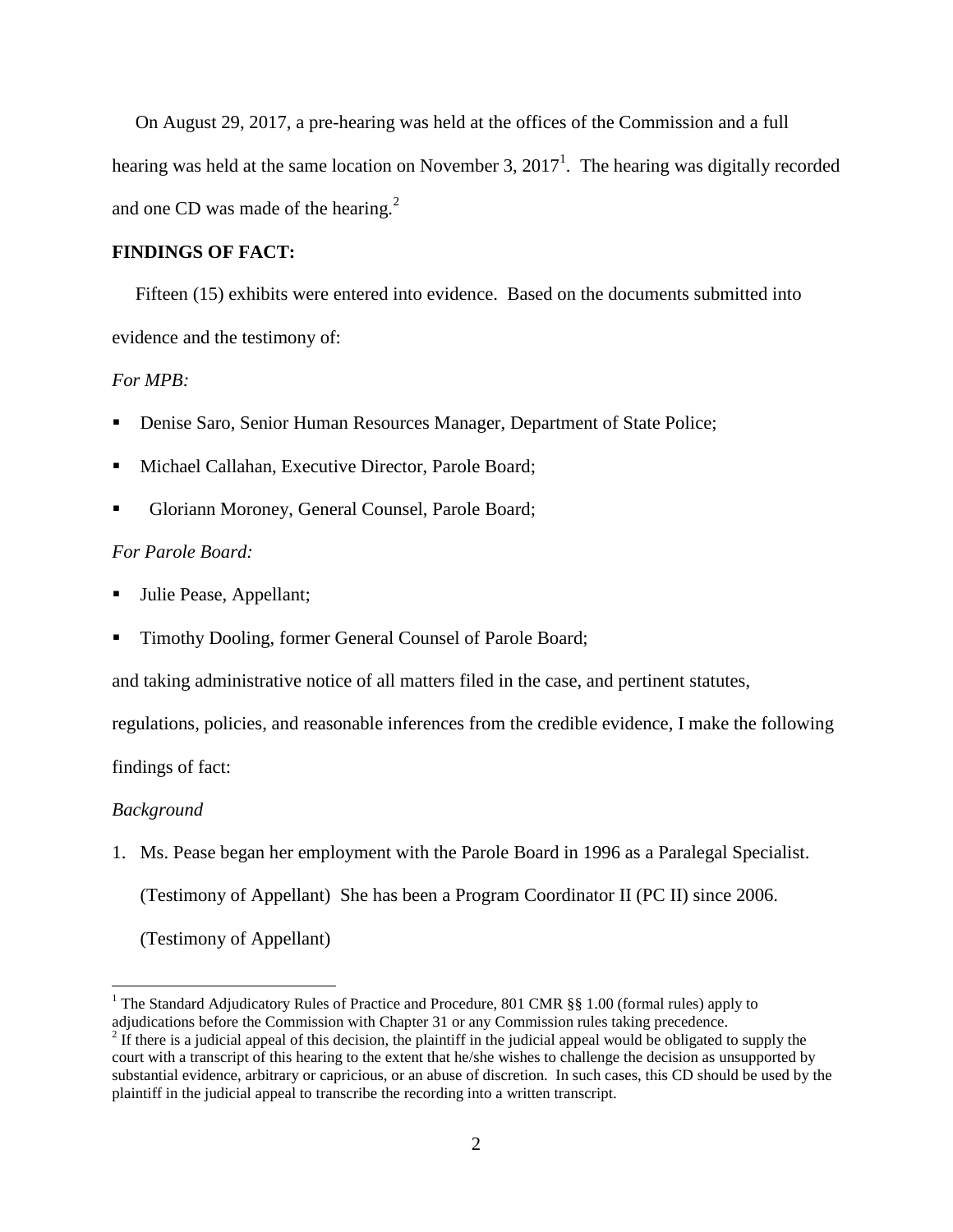On August 29, 2017, a pre-hearing was held at the offices of the Commission and a full hearing was held at the same location on November 3, 2017[1]. The hearing was digitally recorded and one CD was made of the hearing.[2]

**FINDINGS OF FACT:**

Fifteen (15) exhibits were entered into evidence. Based on the documents submitted into evidence and the testimony of:

*For MPB:*

- Denise Saro, Senior Human Resources Manager, Department of State Police;
- Michael Callahan, Executive Director, Parole Board;
- Gloriann Moroney, General Counsel, Parole Board;

*For Parole Board:*

- Julie Pease, Appellant;
- Timothy Dooling, former General Counsel of Parole Board;

and taking administrative notice of all matters filed in the case, and pertinent statutes, regulations, policies, and reasonable inferences from the credible evidence, I make the following findings of fact:

*Background*

1. Ms. Pease began her employment with the Parole Board in 1996 as a Paralegal Specialist. (Testimony of Appellant) She has been a Program Coordinator II (PC II) since 2006. (Testimony of Appellant)

[1] The Standard Adjudicatory Rules of Practice and Procedure, 801 CMR §§ 1.00 (formal rules) apply to adjudications before the Commission with Chapter 31 or any Commission rules taking precedence.

[2] If there is a judicial appeal of this decision, the plaintiff in the judicial appeal would be obligated to supply the court with a transcript of this hearing to the extent that he/she wishes to challenge the decision as unsupported by substantial evidence, arbitrary or capricious, or an abuse of discretion. In such cases, this CD should be used by the plaintiff in the judicial appeal to transcribe the recording into a written transcript.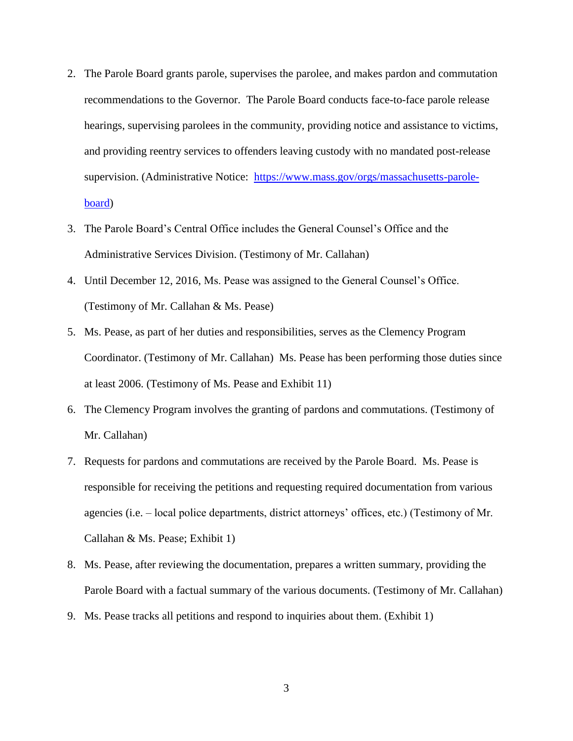2. The Parole Board grants parole, supervises the parolee, and makes pardon and commutation recommendations to the Governor. The Parole Board conducts face-to-face parole release hearings, supervising parolees in the community, providing notice and assistance to victims, and providing reentry services to offenders leaving custody with no mandated post-release supervision. (Administrative Notice: [https://www.mass.gov/orgs/massachusetts-parole-board](https://www.mass.gov/orgs/massachusetts-parole-board))
3. The Parole Board's Central Office includes the General Counsel's Office and the Administrative Services Division. (Testimony of Mr. Callahan)
4. Until December 12, 2016, Ms. Pease was assigned to the General Counsel's Office. (Testimony of Mr. Callahan & Ms. Pease)
5. Ms. Pease, as part of her duties and responsibilities, serves as the Clemency Program Coordinator. (Testimony of Mr. Callahan) Ms. Pease has been performing those duties since at least 2006. (Testimony of Ms. Pease and Exhibit 11)
6. The Clemency Program involves the granting of pardons and commutations. (Testimony of Mr. Callahan)
7. Requests for pardons and commutations are received by the Parole Board. Ms. Pease is responsible for receiving the petitions and requesting required documentation from various agencies (i.e. – local police departments, district attorneys' offices, etc.) (Testimony of Mr. Callahan & Ms. Pease; Exhibit 1)
8. Ms. Pease, after reviewing the documentation, prepares a written summary, providing the Parole Board with a factual summary of the various documents. (Testimony of Mr. Callahan)
9. Ms. Pease tracks all petitions and respond to inquiries about them. (Exhibit 1)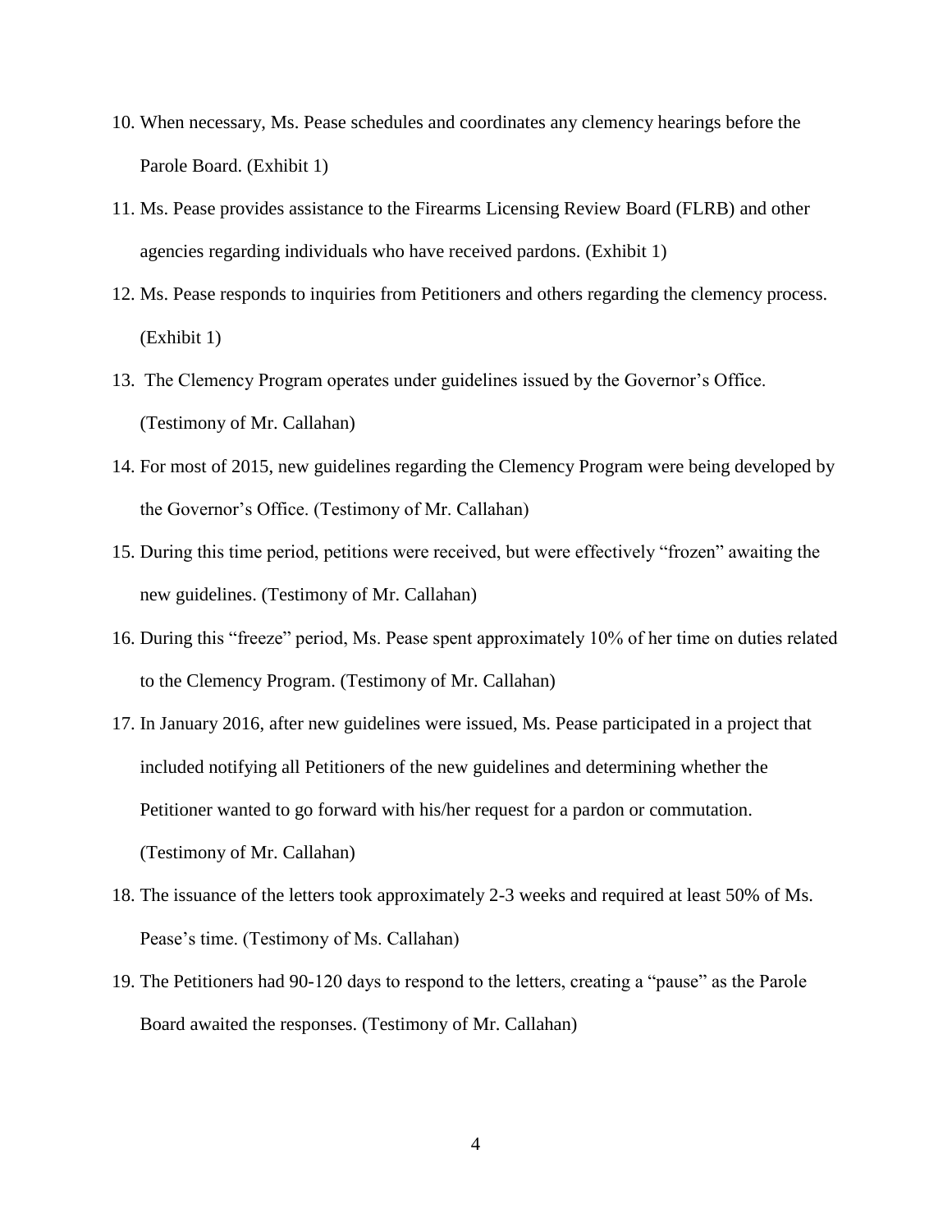10. When necessary, Ms. Pease schedules and coordinates any clemency hearings before the Parole Board. (Exhibit 1)
11. Ms. Pease provides assistance to the Firearms Licensing Review Board (FLRB) and other agencies regarding individuals who have received pardons. (Exhibit 1)
12. Ms. Pease responds to inquiries from Petitioners and others regarding the clemency process. (Exhibit 1)
13. The Clemency Program operates under guidelines issued by the Governor's Office. (Testimony of Mr. Callahan)
14. For most of 2015, new guidelines regarding the Clemency Program were being developed by the Governor's Office. (Testimony of Mr. Callahan)
15. During this time period, petitions were received, but were effectively "frozen" awaiting the new guidelines. (Testimony of Mr. Callahan)
16. During this "freeze" period, Ms. Pease spent approximately 10% of her time on duties related to the Clemency Program. (Testimony of Mr. Callahan)
17. In January 2016, after new guidelines were issued, Ms. Pease participated in a project that included notifying all Petitioners of the new guidelines and determining whether the Petitioner wanted to go forward with his/her request for a pardon or commutation. (Testimony of Mr. Callahan)
18. The issuance of the letters took approximately 2-3 weeks and required at least 50% of Ms. Pease's time. (Testimony of Ms. Callahan)
19. The Petitioners had 90-120 days to respond to the letters, creating a "pause" as the Parole Board awaited the responses. (Testimony of Mr. Callahan)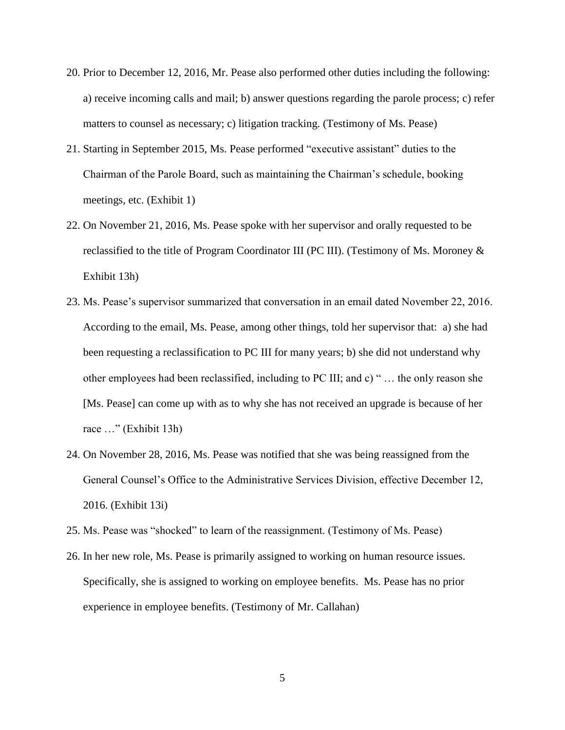20. Prior to December 12, 2016, Mr. Pease also performed other duties including the following: a) receive incoming calls and mail; b) answer questions regarding the parole process; c) refer matters to counsel as necessary; c) litigation tracking. (Testimony of Ms. Pease)
21. Starting in September 2015, Ms. Pease performed "executive assistant" duties to the Chairman of the Parole Board, such as maintaining the Chairman's schedule, booking meetings, etc. (Exhibit 1)
22. On November 21, 2016, Ms. Pease spoke with her supervisor and orally requested to be reclassified to the title of Program Coordinator III (PC III). (Testimony of Ms. Moroney & Exhibit 13h)
23. Ms. Pease's supervisor summarized that conversation in an email dated November 22, 2016. According to the email, Ms. Pease, among other things, told her supervisor that: a) she had been requesting a reclassification to PC III for many years; b) she did not understand why other employees had been reclassified, including to PC III; and c) " … the only reason she [Ms. Pease] can come up with as to why she has not received an upgrade is because of her race …" (Exhibit 13h)
24. On November 28, 2016, Ms. Pease was notified that she was being reassigned from the General Counsel's Office to the Administrative Services Division, effective December 12, 2016. (Exhibit 13i)
25. Ms. Pease was "shocked" to learn of the reassignment. (Testimony of Ms. Pease)
26. In her new role, Ms. Pease is primarily assigned to working on human resource issues. Specifically, she is assigned to working on employee benefits. Ms. Pease has no prior experience in employee benefits. (Testimony of Mr. Callahan)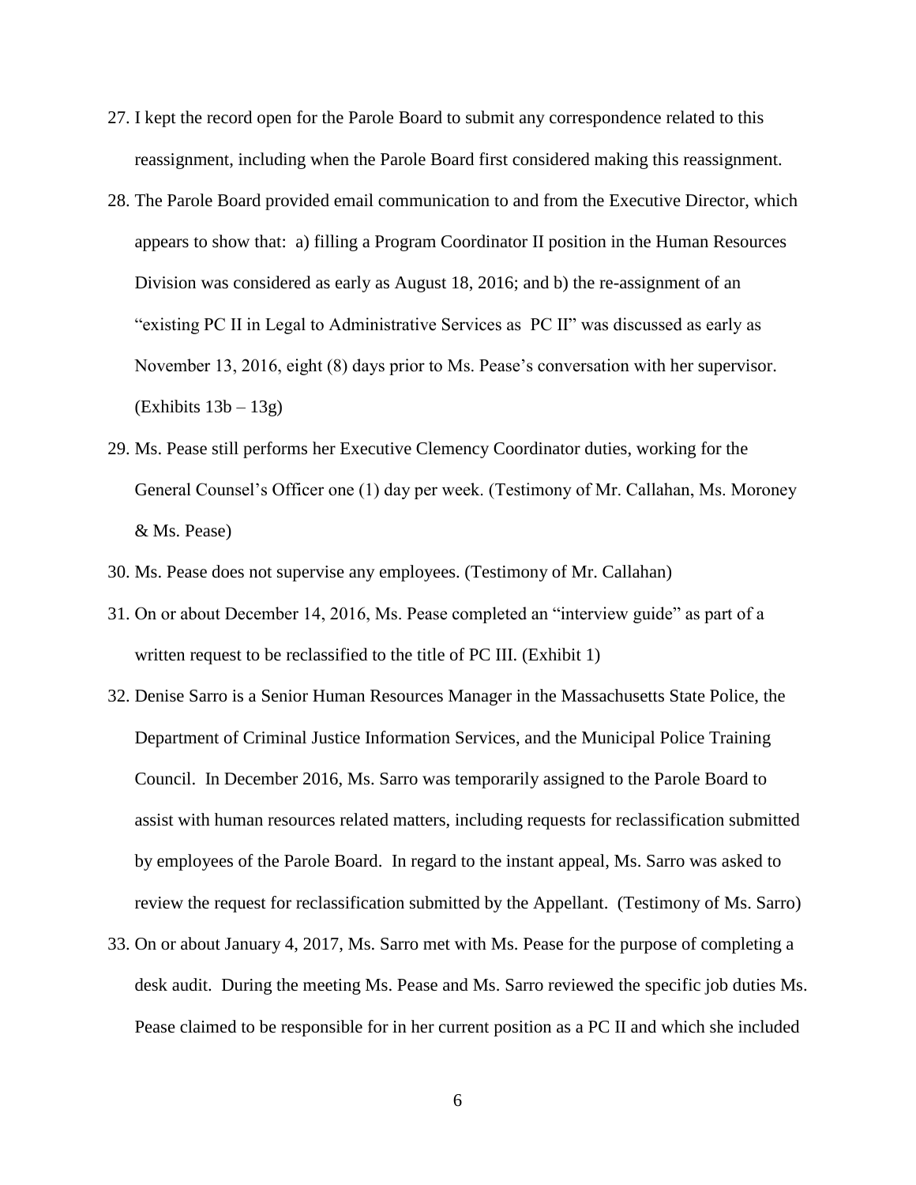27. I kept the record open for the Parole Board to submit any correspondence related to this reassignment, including when the Parole Board first considered making this reassignment.

28. The Parole Board provided email communication to and from the Executive Director, which appears to show that: a) filling a Program Coordinator II position in the Human Resources Division was considered as early as August 18, 2016; and b) the re-assignment of an "existing PC II in Legal to Administrative Services as PC II" was discussed as early as November 13, 2016, eight (8) days prior to Ms. Pease's conversation with her supervisor. (Exhibits 13b – 13g)

29. Ms. Pease still performs her Executive Clemency Coordinator duties, working for the General Counsel's Officer one (1) day per week. (Testimony of Mr. Callahan, Ms. Moroney & Ms. Pease)

30. Ms. Pease does not supervise any employees. (Testimony of Mr. Callahan)

31. On or about December 14, 2016, Ms. Pease completed an "interview guide" as part of a written request to be reclassified to the title of PC III. (Exhibit 1)

32. Denise Sarro is a Senior Human Resources Manager in the Massachusetts State Police, the Department of Criminal Justice Information Services, and the Municipal Police Training Council. In December 2016, Ms. Sarro was temporarily assigned to the Parole Board to assist with human resources related matters, including requests for reclassification submitted by employees of the Parole Board. In regard to the instant appeal, Ms. Sarro was asked to review the request for reclassification submitted by the Appellant. (Testimony of Ms. Sarro)

33. On or about January 4, 2017, Ms. Sarro met with Ms. Pease for the purpose of completing a desk audit. During the meeting Ms. Pease and Ms. Sarro reviewed the specific job duties Ms. Pease claimed to be responsible for in her current position as a PC II and which she included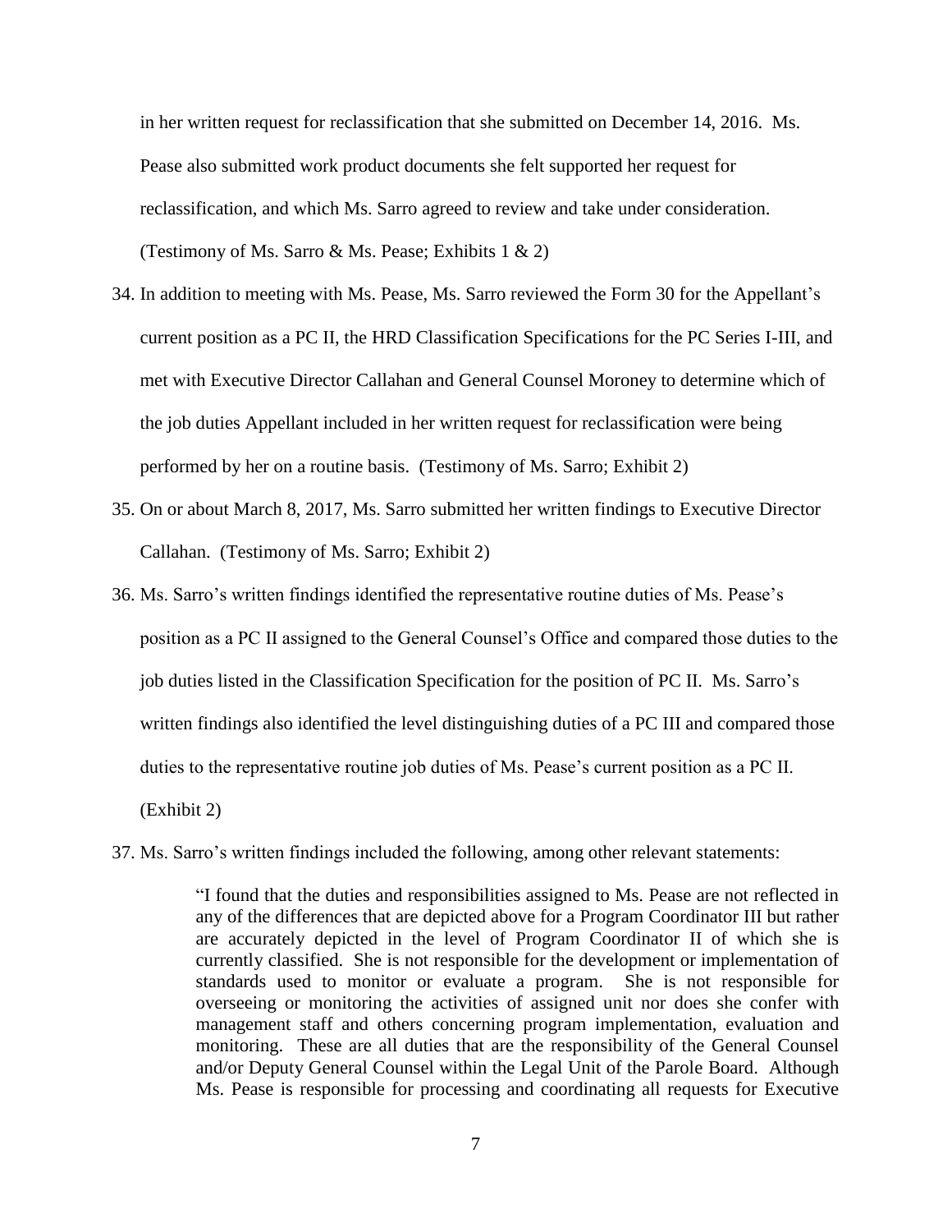in her written request for reclassification that she submitted on December 14, 2016. Ms. Pease also submitted work product documents she felt supported her request for reclassification, and which Ms. Sarro agreed to review and take under consideration. (Testimony of Ms. Sarro & Ms. Pease; Exhibits 1 & 2)

34. In addition to meeting with Ms. Pease, Ms. Sarro reviewed the Form 30 for the Appellant's current position as a PC II, the HRD Classification Specifications for the PC Series I-III, and met with Executive Director Callahan and General Counsel Moroney to determine which of the job duties Appellant included in her written request for reclassification were being performed by her on a routine basis. (Testimony of Ms. Sarro; Exhibit 2)

35. On or about March 8, 2017, Ms. Sarro submitted her written findings to Executive Director Callahan. (Testimony of Ms. Sarro; Exhibit 2)

36. Ms. Sarro's written findings identified the representative routine duties of Ms. Pease's position as a PC II assigned to the General Counsel's Office and compared those duties to the job duties listed in the Classification Specification for the position of PC II. Ms. Sarro's written findings also identified the level distinguishing duties of a PC III and compared those duties to the representative routine job duties of Ms. Pease's current position as a PC II. (Exhibit 2)

37. Ms. Sarro's written findings included the following, among other relevant statements:

> "I found that the duties and responsibilities assigned to Ms. Pease are not reflected in any of the differences that are depicted above for a Program Coordinator III but rather are accurately depicted in the level of Program Coordinator II of which she is currently classified. She is not responsible for the development or implementation of standards used to monitor or evaluate a program. She is not responsible for overseeing or monitoring the activities of assigned unit nor does she confer with management staff and others concerning program implementation, evaluation and monitoring. These are all duties that are the responsibility of the General Counsel and/or Deputy General Counsel within the Legal Unit of the Parole Board. Although Ms. Pease is responsible for processing and coordinating all requests for Executive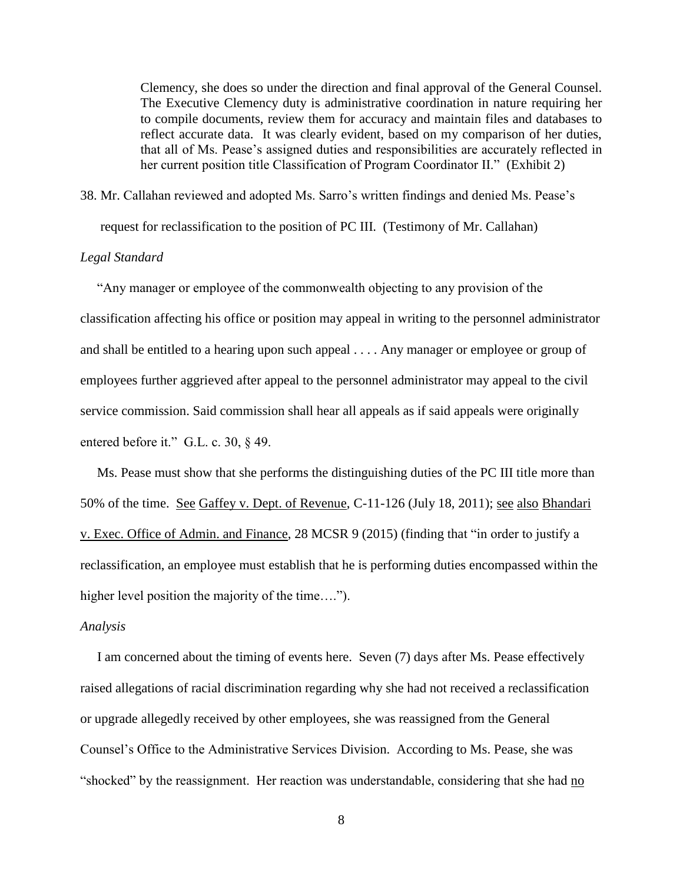> Clemency, she does so under the direction and final approval of the General Counsel. The Executive Clemency duty is administrative coordination in nature requiring her to compile documents, review them for accuracy and maintain files and databases to reflect accurate data. It was clearly evident, based on my comparison of her duties, that all of Ms. Pease's assigned duties and responsibilities are accurately reflected in her current position title Classification of Program Coordinator II." (Exhibit 2)

38. Mr. Callahan reviewed and adopted Ms. Sarro's written findings and denied Ms. Pease's request for reclassification to the position of PC III. (Testimony of Mr. Callahan)

*Legal Standard*

"Any manager or employee of the commonwealth objecting to any provision of the classification affecting his office or position may appeal in writing to the personnel administrator and shall be entitled to a hearing upon such appeal . . . . Any manager or employee or group of employees further aggrieved after appeal to the personnel administrator may appeal to the civil service commission. Said commission shall hear all appeals as if said appeals were originally entered before it." G.L. c. 30, § 49.

Ms. Pease must show that she performs the distinguishing duties of the PC III title more than 50% of the time. See Gaffey v. Dept. of Revenue, C-11-126 (July 18, 2011); see also Bhandari v. Exec. Office of Admin. and Finance, 28 MCSR 9 (2015) (finding that "in order to justify a reclassification, an employee must establish that he is performing duties encompassed within the higher level position the majority of the time….").

*Analysis*

I am concerned about the timing of events here. Seven (7) days after Ms. Pease effectively raised allegations of racial discrimination regarding why she had not received a reclassification or upgrade allegedly received by other employees, she was reassigned from the General Counsel's Office to the Administrative Services Division. According to Ms. Pease, she was "shocked" by the reassignment. Her reaction was understandable, considering that she had no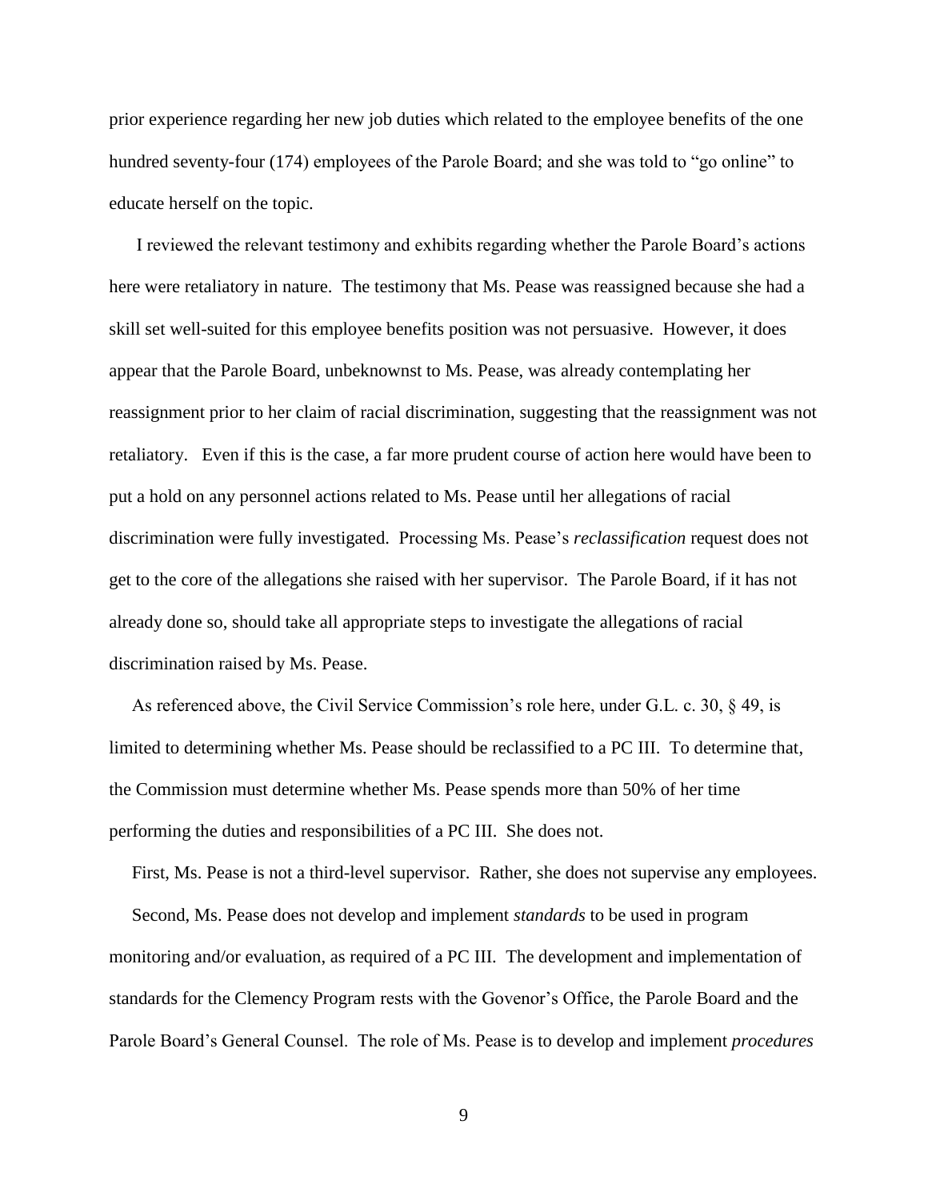prior experience regarding her new job duties which related to the employee benefits of the one hundred seventy-four (174) employees of the Parole Board; and she was told to "go online" to educate herself on the topic.

I reviewed the relevant testimony and exhibits regarding whether the Parole Board's actions here were retaliatory in nature. The testimony that Ms. Pease was reassigned because she had a skill set well-suited for this employee benefits position was not persuasive. However, it does appear that the Parole Board, unbeknownst to Ms. Pease, was already contemplating her reassignment prior to her claim of racial discrimination, suggesting that the reassignment was not retaliatory. Even if this is the case, a far more prudent course of action here would have been to put a hold on any personnel actions related to Ms. Pease until her allegations of racial discrimination were fully investigated. Processing Ms. Pease's *reclassification* request does not get to the core of the allegations she raised with her supervisor. The Parole Board, if it has not already done so, should take all appropriate steps to investigate the allegations of racial discrimination raised by Ms. Pease.

As referenced above, the Civil Service Commission's role here, under G.L. c. 30, § 49, is limited to determining whether Ms. Pease should be reclassified to a PC III. To determine that, the Commission must determine whether Ms. Pease spends more than 50% of her time performing the duties and responsibilities of a PC III. She does not.

First, Ms. Pease is not a third-level supervisor. Rather, she does not supervise any employees.

Second, Ms. Pease does not develop and implement *standards* to be used in program monitoring and/or evaluation, as required of a PC III. The development and implementation of standards for the Clemency Program rests with the Govenor's Office, the Parole Board and the Parole Board's General Counsel. The role of Ms. Pease is to develop and implement *procedures*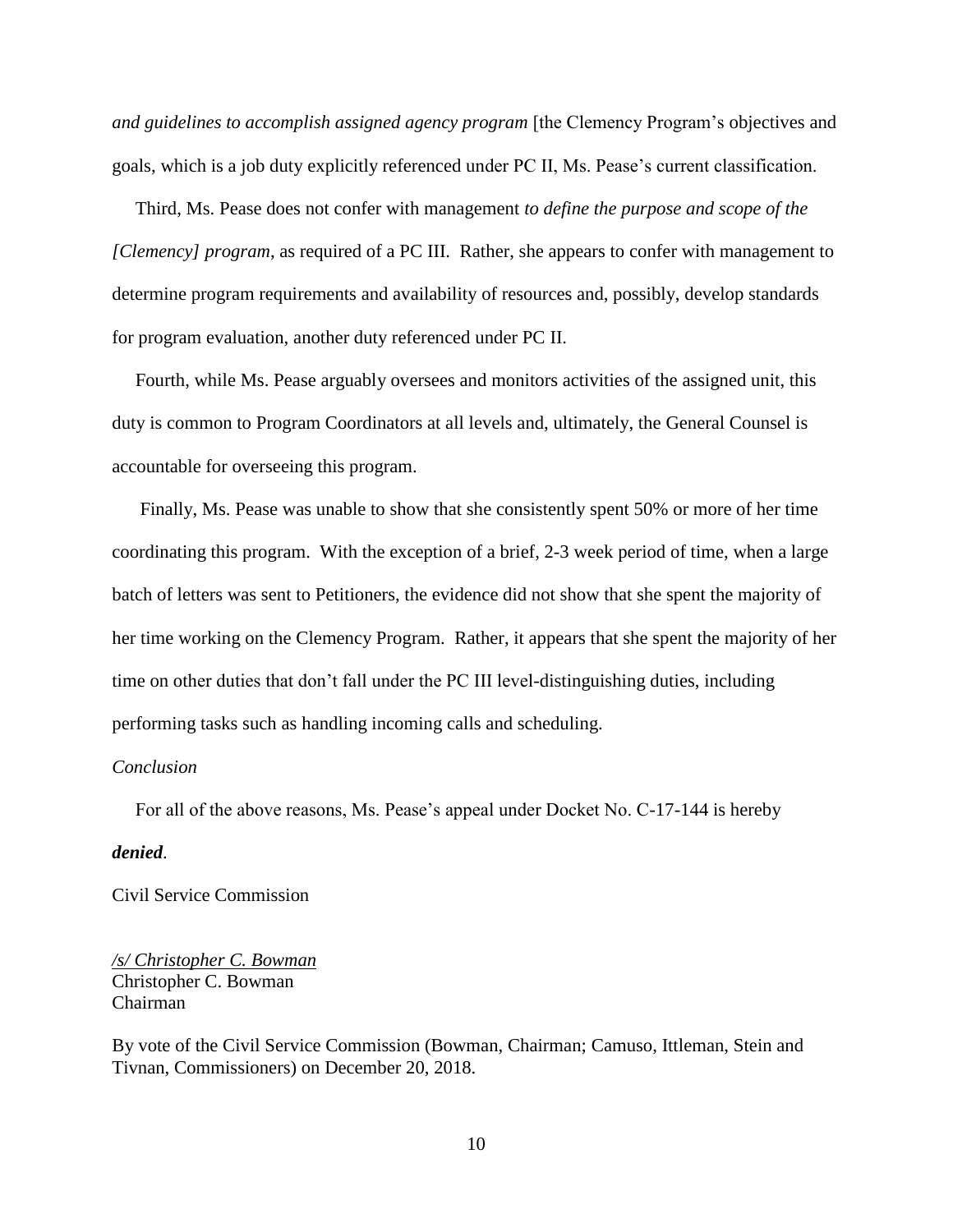*and guidelines to accomplish assigned agency program* [the Clemency Program's objectives and goals, which is a job duty explicitly referenced under PC II, Ms. Pease's current classification.

Third, Ms. Pease does not confer with management *to define the purpose and scope of the [Clemency] program*, as required of a PC III. Rather, she appears to confer with management to determine program requirements and availability of resources and, possibly, develop standards for program evaluation, another duty referenced under PC II.

Fourth, while Ms. Pease arguably oversees and monitors activities of the assigned unit, this duty is common to Program Coordinators at all levels and, ultimately, the General Counsel is accountable for overseeing this program.

Finally, Ms. Pease was unable to show that she consistently spent 50% or more of her time coordinating this program. With the exception of a brief, 2-3 week period of time, when a large batch of letters was sent to Petitioners, the evidence did not show that she spent the majority of her time working on the Clemency Program. Rather, it appears that she spent the majority of her time on other duties that don't fall under the PC III level-distinguishing duties, including performing tasks such as handling incoming calls and scheduling.

*Conclusion*

For all of the above reasons, Ms. Pease's appeal under Docket No. C-17-144 is hereby ***denied***.

Civil Service Commission

*/s/ Christopher C. Bowman*
Christopher C. Bowman
Chairman

By vote of the Civil Service Commission (Bowman, Chairman; Camuso, Ittleman, Stein and Tivnan, Commissioners) on December 20, 2018.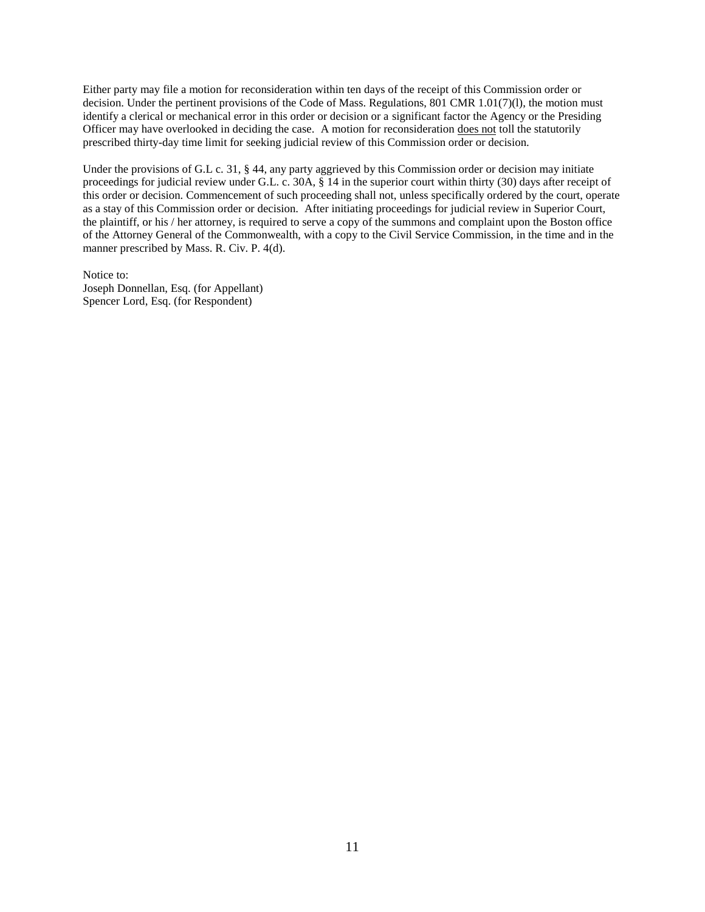Either party may file a motion for reconsideration within ten days of the receipt of this Commission order or decision. Under the pertinent provisions of the Code of Mass. Regulations, 801 CMR 1.01(7)(l), the motion must identify a clerical or mechanical error in this order or decision or a significant factor the Agency or the Presiding Officer may have overlooked in deciding the case. A motion for reconsideration does not toll the statutorily prescribed thirty-day time limit for seeking judicial review of this Commission order or decision.

Under the provisions of G.L c. 31, § 44, any party aggrieved by this Commission order or decision may initiate proceedings for judicial review under G.L. c. 30A, § 14 in the superior court within thirty (30) days after receipt of this order or decision. Commencement of such proceeding shall not, unless specifically ordered by the court, operate as a stay of this Commission order or decision. After initiating proceedings for judicial review in Superior Court, the plaintiff, or his / her attorney, is required to serve a copy of the summons and complaint upon the Boston office of the Attorney General of the Commonwealth, with a copy to the Civil Service Commission, in the time and in the manner prescribed by Mass. R. Civ. P. 4(d).

Notice to:
Joseph Donnellan, Esq. (for Appellant)
Spencer Lord, Esq. (for Respondent)